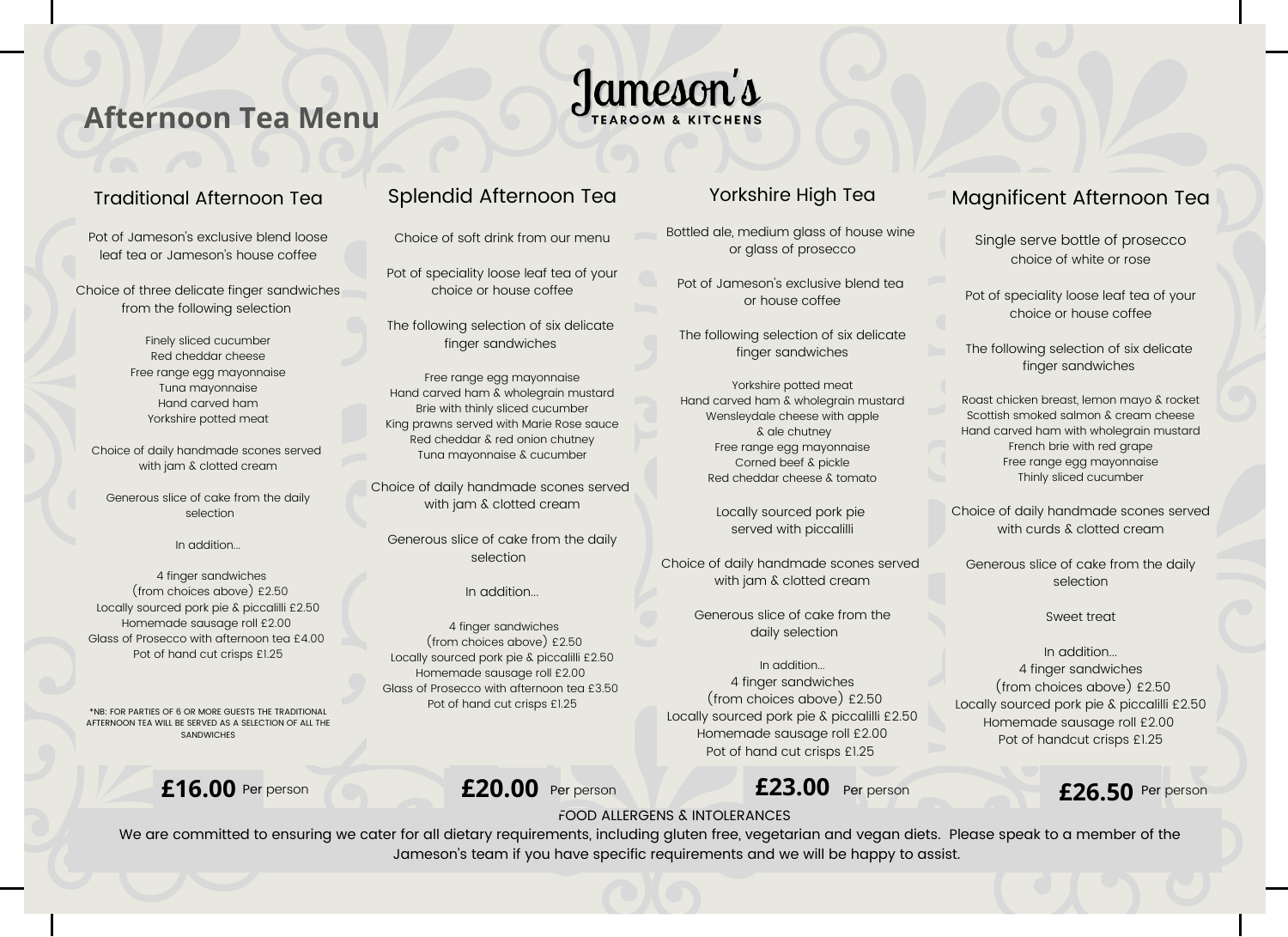# Afternoon Tea Menu

Jameson's
TEAROOM & KITCHENS

## Traditional Afternoon Tea

Pot of Jameson's exclusive blend loose leaf tea or Jameson's house coffee

Choice of three delicate finger sandwiches from the following selection

Finely sliced cucumber
Red cheddar cheese
Free range egg mayonnaise
Tuna mayonnaise
Hand carved ham
Yorkshire potted meat

Choice of daily handmade scones served with jam & clotted cream

Generous slice of cake from the daily selection

In addition...

4 finger sandwiches (from choices above) £2.50
Locally sourced pork pie & piccalilli £2.50
Homemade sausage roll £2.00
Glass of Prosecco with afternoon tea £4.00
Pot of hand cut crisps £1.25

*NB: FOR PARTIES OF 6 OR MORE GUESTS THE TRADITIONAL AFTERNOON TEA WILL BE SERVED AS A SELECTION OF ALL THE SANDWICHES

**£16.00** Per person

## Splendid Afternoon Tea

Choice of soft drink from our menu

Pot of speciality loose leaf tea of your choice or house coffee

The following selection of six delicate finger sandwiches

Free range egg mayonnaise
Hand carved ham & wholegrain mustard
Brie with thinly sliced cucumber
King prawns served with Marie Rose sauce
Red cheddar & red onion chutney
Tuna mayonnaise & cucumber

Choice of daily handmade scones served with jam & clotted cream

Generous slice of cake from the daily selection

In addition...

4 finger sandwiches (from choices above) £2.50
Locally sourced pork pie & piccalilli £2.50
Homemade sausage roll £2.00
Glass of Prosecco with afternoon tea £3.50
Pot of hand cut crisps £1.25

**£20.00** Per person

## Yorkshire High Tea

Bottled ale, medium glass of house wine or glass of prosecco

Pot of Jameson's exclusive blend tea or house coffee

The following selection of six delicate finger sandwiches

Yorkshire potted meat
Hand carved ham & wholegrain mustard
Wensleydale cheese with apple & ale chutney
Free range egg mayonnaise
Corned beef & pickle
Red cheddar cheese & tomato

Locally sourced pork pie served with piccalilli

Choice of daily handmade scones served with jam & clotted cream

Generous slice of cake from the daily selection

In addition...

4 finger sandwiches (from choices above) £2.50
Locally sourced pork pie & piccalilli £2.50
Homemade sausage roll £2.00
Pot of hand cut crisps £1.25

**£23.00** Per person

## Magnificent Afternoon Tea

Single serve bottle of prosecco choice of white or rose

Pot of speciality loose leaf tea of your choice or house coffee

The following selection of six delicate finger sandwiches

Roast chicken breast, lemon mayo & rocket
Scottish smoked salmon & cream cheese
Hand carved ham with wholegrain mustard
French brie with red grape
Free range egg mayonnaise
Thinly sliced cucumber

Choice of daily handmade scones served with curds & clotted cream

Generous slice of cake from the daily selection

Sweet treat

In addition...

4 finger sandwiches (from choices above) £2.50
Locally sourced pork pie & piccalilli £2.50
Homemade sausage roll £2.00
Pot of handcut crisps £1.25

**£26.50** Per person

FOOD ALLERGENS & INTOLERANCES

We are committed to ensuring we cater for all dietary requirements, including gluten free, vegetarian and vegan diets. Please speak to a member of the Jameson's team if you have specific requirements and we will be happy to assist.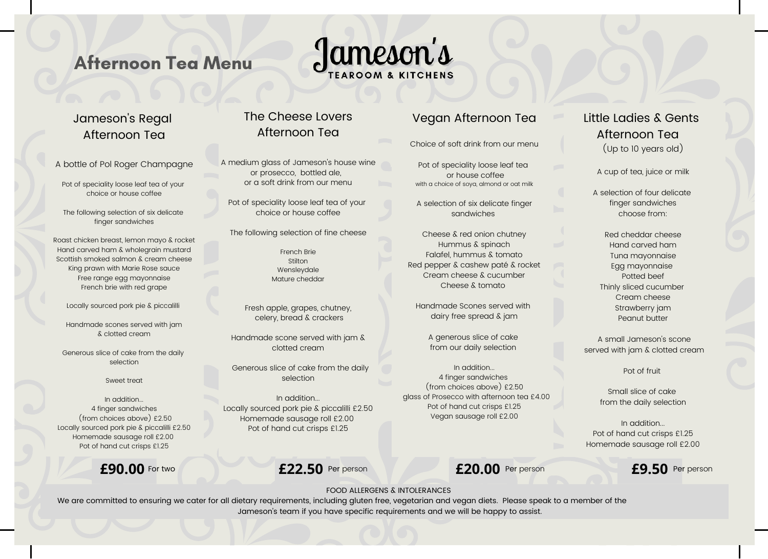# Afternoon Tea Menu

**Jameson's**
TEAROOM & KITCHENS

## Jameson's Regal Afternoon Tea

A bottle of Pol Roger Champagne

Pot of speciality loose leaf tea of your choice or house coffee

The following selection of six delicate finger sandwiches

Roast chicken breast, lemon mayo & rocket
Hand carved ham & wholegrain mustard
Scottish smoked salmon & cream cheese
King prawn with Marie Rose sauce
Free range egg mayonnaise
French brie with red grape

Locally sourced pork pie & piccalilli

Handmade scones served with jam & clotted cream

Generous slice of cake from the daily selection

Sweet treat

In addition...
4 finger sandwiches (from choices above) £2.50
Locally sourced pork pie & piccalilli £2.50
Homemade sausage roll £2.00
Pot of hand cut crisps £1.25

**£90.00** For two

## The Cheese Lovers Afternoon Tea

A medium glass of Jameson's house wine or prosecco, bottled ale, or a soft drink from our menu

Pot of speciality loose leaf tea of your choice or house coffee

The following selection of fine cheese

French Brie
Stilton
Wensleydale
Mature cheddar

Fresh apple, grapes, chutney, celery, bread & crackers

Handmade scone served with jam & clotted cream

Generous slice of cake from the daily selection

In addition...
Locally sourced pork pie & piccalilli £2.50
Homemade sausage roll £2.00
Pot of hand cut crisps £1.25

**£22.50** Per person

## Vegan Afternoon Tea

Choice of soft drink from our menu

Pot of speciality loose leaf tea or house coffee
with a choice of soya, almond or oat milk

A selection of six delicate finger sandwiches

Cheese & red onion chutney
Hummus & spinach
Falafel, hummus & tomato
Red pepper & cashew paté & rocket
Cream cheese & cucumber
Cheese & tomato

Handmade Scones served with dairy free spread & jam

A generous slice of cake from our daily selection

In addition...
4 finger sandwiches (from choices above) £2.50
glass of Prosecco with afternoon tea £4.00
Pot of hand cut crisps £1.25
Vegan sausage roll £2.00

**£20.00** Per person

## Little Ladies & Gents Afternoon Tea
(Up to 10 years old)

A cup of tea, juice or milk

A selection of four delicate finger sandwiches choose from:

Red cheddar cheese
Hand carved ham
Tuna mayonnaise
Egg mayonnaise
Potted beef
Thinly sliced cucumber
Cream cheese
Strawberry jam
Peanut butter

A small Jameson's scone served with jam & clotted cream

Pot of fruit

Small slice of cake from the daily selection

In addition...
Pot of hand cut crisps £1.25
Homemade sausage roll £2.00

**£9.50** Per person

FOOD ALLERGENS & INTOLERANCES

We are committed to ensuring we cater for all dietary requirements, including gluten free, vegetarian and vegan diets. Please speak to a member of the Jameson's team if you have specific requirements and we will be happy to assist.